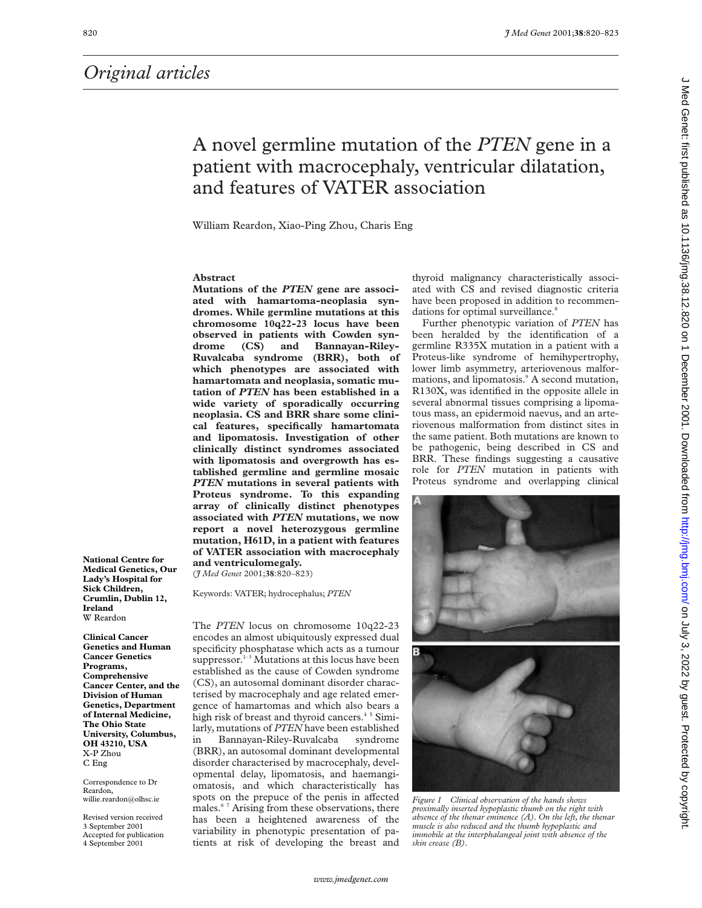# Original articles

# A novel germline mutation of the *PTEN* gene in a patient with macrocephaly, ventricular dilatation, and features of VATER association

William Reardon, Xiao-Ping Zhou, Charis Eng

**National Centre for Medical Genetics, Our Lady's Hospital for Sick Children, Crumlin, Dublin 12, Ireland**
W Reardon

**Clinical Cancer Genetics and Human Cancer Genetics Programs, Comprehensive Cancer Center, and the Division of Human Genetics, Department of Internal Medicine, The Ohio State University, Columbus, OH 43210, USA**
X-P Zhou
C Eng

Correspondence to Dr Reardon, willie.reardon@olhsc.ie

Revised version received 3 September 2001
Accepted for publication 4 September 2001

## Abstract

**Mutations of the *PTEN* gene are associated with hamartoma-neoplasia syndromes. While germline mutations at this chromosome 10q22-23 locus have been observed in patients with Cowden syndrome (CS) and Bannayan-Riley-Ruvalcaba syndrome (BRR), both of which phenotypes are associated with hamartomata and neoplasia, somatic mutation of *PTEN* has been established in a wide variety of sporadically occurring neoplasia. CS and BRR share some clinical features, specifically hamartomata and lipomatosis. Investigation of other clinically distinct syndromes associated with lipomatosis and overgrowth has established germline and germline mosaic *PTEN* mutations in several patients with Proteus syndrome. To this expanding array of clinically distinct phenotypes associated with *PTEN* mutations, we now report a novel heterozygous germline mutation, H61D, in a patient with features of VATER association with macrocephaly and ventriculomegaly.**
(*J Med Genet* 2001;**38**:820–823)

Keywords: VATER; hydrocephalus; *PTEN*

The *PTEN* locus on chromosome 10q22-23 encodes an almost ubiquitously expressed dual specificity phosphatase which acts as a tumour suppressor.[1–3] Mutations at this locus have been established as the cause of Cowden syndrome (CS), an autosomal dominant disorder characterised by macrocephaly and age related emergence of hamartomas and which also bears a high risk of breast and thyroid cancers.[4 5] Similarly, mutations of *PTEN* have been established in Bannayan-Riley-Ruvalcaba syndrome (BRR), an autosomal dominant developmental disorder characterised by macrocephaly, developmental delay, lipomatosis, and haemangiomatosis, and which characteristically has spots on the prepuce of the penis in affected males.[6 7] Arising from these observations, there has been a heightened awareness of the variability in phenotypic presentation of patients at risk of developing the breast and thyroid malignancy characteristically associated with CS and revised diagnostic criteria have been proposed in addition to recommendations for optimal surveillance.[8]

Further phenotypic variation of *PTEN* has been heralded by the identification of a germline R335X mutation in a patient with a Proteus-like syndrome of hemihypertrophy, lower limb asymmetry, arteriovenous malformations, and lipomatosis.[9] A second mutation, R130X, was identified in the opposite allele in several abnormal tissues comprising a lipomatous mass, an epidermoid naevus, and an arteriovenous malformation from distinct sites in the same patient. Both mutations are known to be pathogenic, being described in CS and BRR. These findings suggesting a causative role for *PTEN* mutation in patients with Proteus syndrome and overlapping clinical

*Figure 1 Clinical observation of the hands shows proximally inserted hypoplastic thumb on the right with absence of the thenar eminence (A). On the left, the thenar muscle is also reduced and the thumb hypoplastic and immobile at the interphalangeal joint with absence of the skin crease (B).*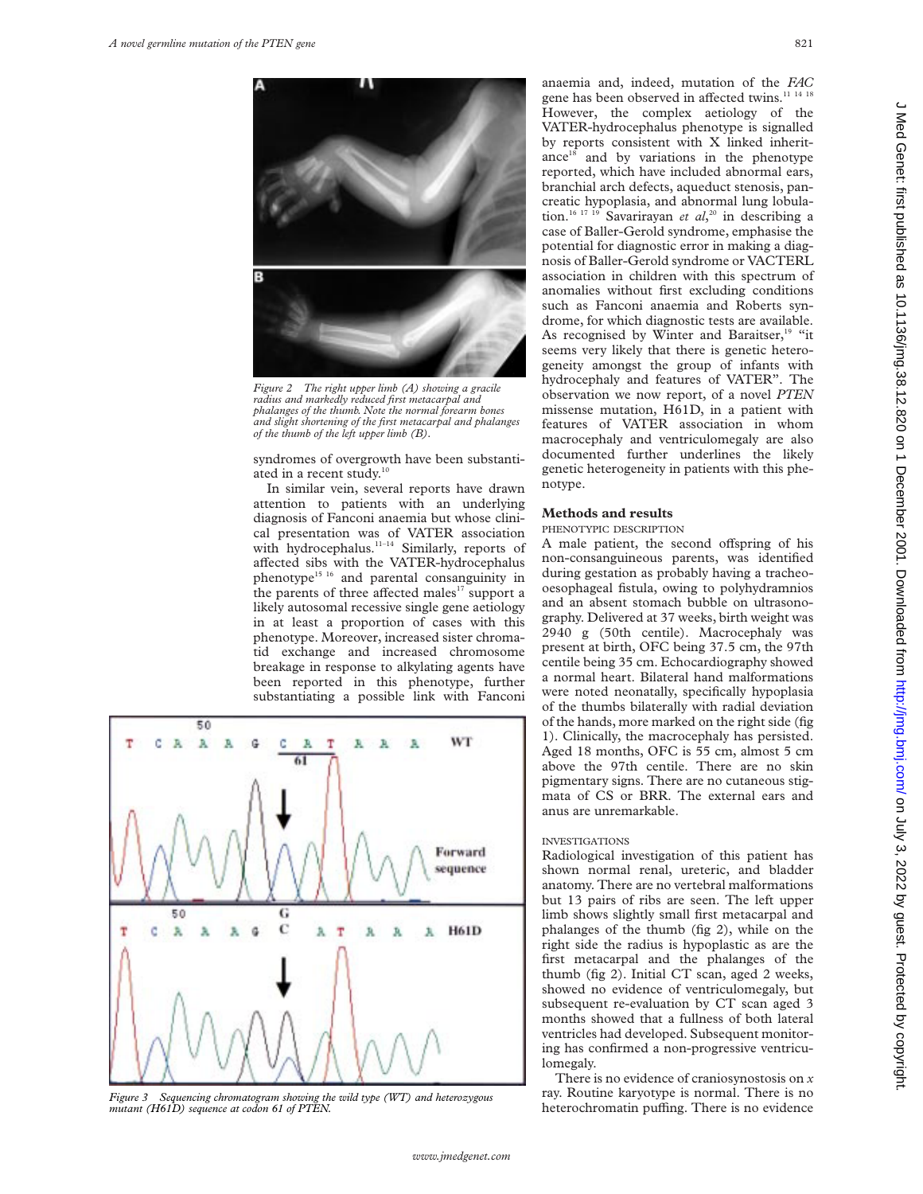Figure 2 The right upper limb (A) showing a gracile radius and markedly reduced first metacarpal and phalanges of the thumb. Note the normal forearm bones and slight shortening of the first metacarpal and phalanges of the thumb of the left upper limb (B).

syndromes of overgrowth have been substantiated in a recent study.[10]

In similar vein, several reports have drawn attention to patients with an underlying diagnosis of Fanconi anaemia but whose clinical presentation was of VATER association with hydrocephalus.[11–14] Similarly, reports of affected sibs with the VATER-hydrocephalus phenotype[15 16] and parental consanguinity in the parents of three affected males[17] support a likely autosomal recessive single gene aetiology in at least a proportion of cases with this phenotype. Moreover, increased sister chromatid exchange and increased chromosome breakage in response to alkylating agents have been reported in this phenotype, further substantiating a possible link with Fanconi anaemia and, indeed, mutation of the *FAC* gene has been observed in affected twins.[11 14 18] However, the complex aetiology of the VATER-hydrocephalus phenotype is signalled by reports consistent with X linked inheritance[18] and by variations in the phenotype reported, which have included abnormal ears, branchial arch defects, aqueduct stenosis, pancreatic hypoplasia, and abnormal lung lobulation.[16 17 19] Savarirayan *et al*,[20] in describing a case of Baller-Gerold syndrome, emphasise the potential for diagnostic error in making a diagnosis of Baller-Gerold syndrome or VACTERL association in children with this spectrum of anomalies without first excluding conditions such as Fanconi anaemia and Roberts syndrome, for which diagnostic tests are available. As recognised by Winter and Baraitser,[19] "it seems very likely that there is genetic heterogeneity amongst the group of infants with hydrocephaly and features of VATER". The observation we now report, of a novel *PTEN* missense mutation, H61D, in a patient with features of VATER association in whom macrocephaly and ventriculomegaly are also documented further underlines the likely genetic heterogeneity in patients with this phenotype.

Figure 3 Sequencing chromatogram showing the wild type (WT) and heterozygous mutant (H61D) sequence at codon 61 of PTEN.

## Methods and results

### PHENOTYPIC DESCRIPTION

A male patient, the second offspring of his non-consanguineous parents, was identified during gestation as probably having a tracheo-oesophageal fistula, owing to polyhydramnios and an absent stomach bubble on ultrasonography. Delivered at 37 weeks, birth weight was 2940 g (50th centile). Macrocephaly was present at birth, OFC being 37.5 cm, the 97th centile being 35 cm. Echocardiography showed a normal heart. Bilateral hand malformations were noted neonatally, specifically hypoplasia of the thumbs bilaterally with radial deviation of the hands, more marked on the right side (fig 1). Clinically, the macrocephaly has persisted. Aged 18 months, OFC is 55 cm, almost 5 cm above the 97th centile. There are no skin pigmentary signs. There are no cutaneous stigmata of CS or BRR. The external ears and anus are unremarkable.

### INVESTIGATIONS

Radiological investigation of this patient has shown normal renal, ureteric, and bladder anatomy. There are no vertebral malformations but 13 pairs of ribs are seen. The left upper limb shows slightly small first metacarpal and phalanges of the thumb (fig 2), while on the right side the radius is hypoplastic as are the first metacarpal and the phalanges of the thumb (fig 2). Initial CT scan, aged 2 weeks, showed no evidence of ventriculomegaly, but subsequent re-evaluation by CT scan aged 3 months showed that a fullness of both lateral ventricles had developed. Subsequent monitoring has confirmed a non-progressive ventriculomegaly.

There is no evidence of craniosynostosis on *x* ray. Routine karyotype is normal. There is no heterochromatin puffing. There is no evidence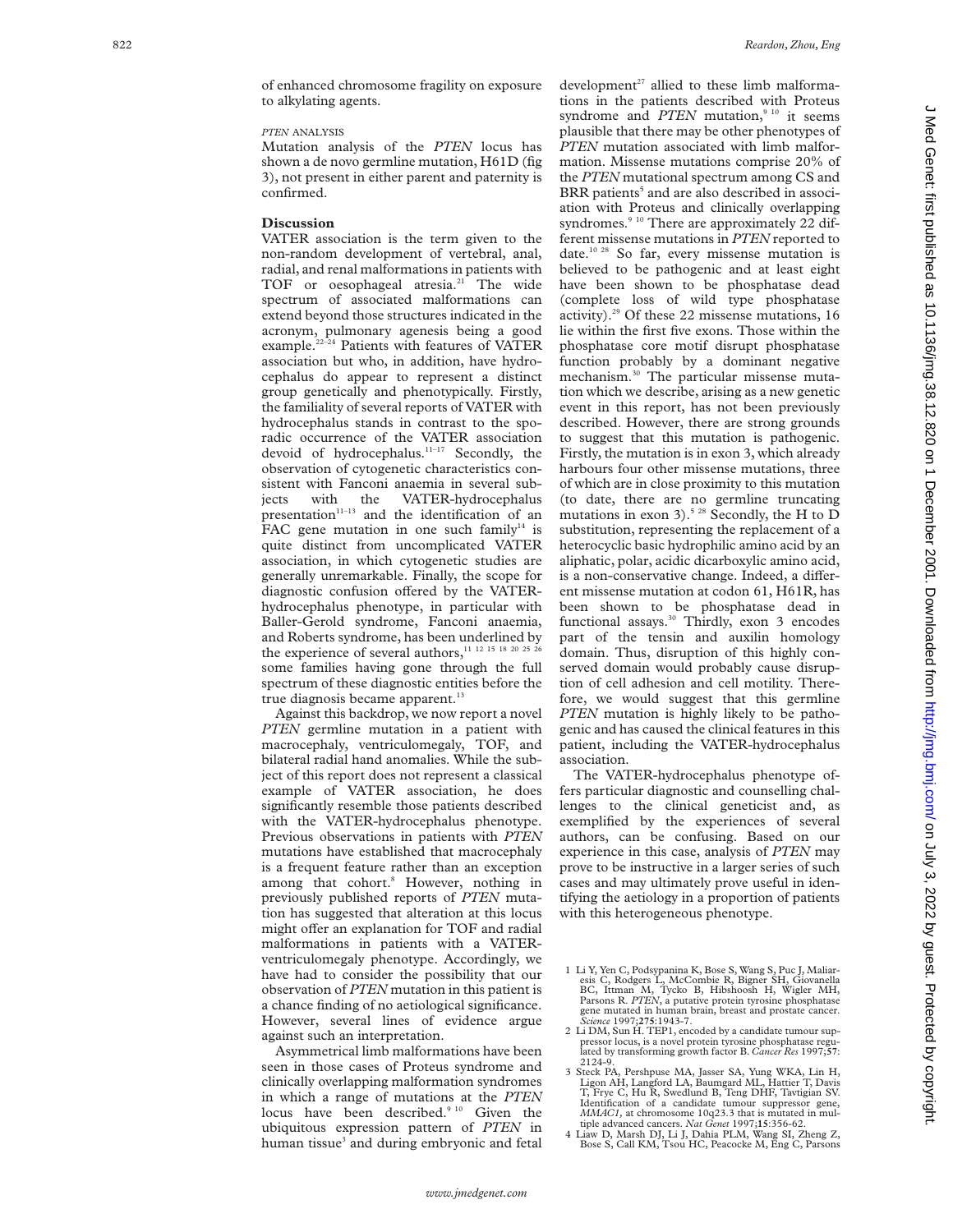of enhanced chromosome fragility on exposure to alkylating agents.

*PTEN* ANALYSIS

Mutation analysis of the *PTEN* locus has shown a de novo germline mutation, H61D (fig 3), not present in either parent and paternity is confirmed.

## Discussion

VATER association is the term given to the non-random development of vertebral, anal, radial, and renal malformations in patients with TOF or oesophageal atresia.[21] The wide spectrum of associated malformations can extend beyond those structures indicated in the acronym, pulmonary agenesis being a good example.[22–24] Patients with features of VATER association but who, in addition, have hydrocephalus do appear to represent a distinct group genetically and phenotypically. Firstly, the familiality of several reports of VATER with hydrocephalus stands in contrast to the sporadic occurrence of the VATER association devoid of hydrocephalus.[11–17] Secondly, the observation of cytogenetic characteristics consistent with Fanconi anaemia in several subjects with the VATER-hydrocephalus presentation[11–13] and the identification of an FAC gene mutation in one such family[14] is quite distinct from uncomplicated VATER association, in which cytogenetic studies are generally unremarkable. Finally, the scope for diagnostic confusion offered by the VATER-hydrocephalus phenotype, in particular with Baller-Gerold syndrome, Fanconi anaemia, and Roberts syndrome, has been underlined by the experience of several authors,[11 12 15 18 20 25 26] some families having gone through the full spectrum of these diagnostic entities before the true diagnosis became apparent.[13]

Against this backdrop, we now report a novel *PTEN* germline mutation in a patient with macrocephaly, ventriculomegaly, TOF, and bilateral radial hand anomalies. While the subject of this report does not represent a classical example of VATER association, he does significantly resemble those patients described with the VATER-hydrocephalus phenotype. Previous observations in patients with *PTEN* mutations have established that macrocephaly is a frequent feature rather than an exception among that cohort.[8] However, nothing in previously published reports of *PTEN* mutation has suggested that alteration at this locus might offer an explanation for TOF and radial malformations in patients with a VATER-ventriculomegaly phenotype. Accordingly, we have had to consider the possibility that our observation of *PTEN* mutation in this patient is a chance finding of no aetiological significance. However, several lines of evidence argue against such an interpretation.

Asymmetrical limb malformations have been seen in those cases of Proteus syndrome and clinically overlapping malformation syndromes in which a range of mutations at the *PTEN* locus have been described.[9 10] Given the ubiquitous expression pattern of *PTEN* in human tissue[3] and during embryonic and fetal development[27] allied to these limb malformations in the patients described with Proteus syndrome and *PTEN* mutation,[9 10] it seems plausible that there may be other phenotypes of *PTEN* mutation associated with limb malformation. Missense mutations comprise 20% of the *PTEN* mutational spectrum among CS and BRR patients[5] and are also described in association with Proteus and clinically overlapping syndromes.[9 10] There are approximately 22 different missense mutations in *PTEN* reported to date.[10 28] So far, every missense mutation is believed to be pathogenic and at least eight have been shown to be phosphatase dead (complete loss of wild type phosphatase activity).[29] Of these 22 missense mutations, 16 lie within the first five exons. Those within the phosphatase core motif disrupt phosphatase function probably by a dominant negative mechanism.[30] The particular missense mutation which we describe, arising as a new genetic event in this report, has not been previously described. However, there are strong grounds to suggest that this mutation is pathogenic. Firstly, the mutation is in exon 3, which already harbours four other missense mutations, three of which are in close proximity to this mutation (to date, there are no germline truncating mutations in exon 3).[5 28] Secondly, the H to D substitution, representing the replacement of a heterocyclic basic hydrophilic amino acid by an aliphatic, polar, acidic dicarboxylic amino acid, is a non-conservative change. Indeed, a different missense mutation at codon 61, H61R, has been shown to be phosphatase dead in functional assays.[30] Thirdly, exon 3 encodes part of the tensin and auxilin homology domain. Thus, disruption of this highly conserved domain would probably cause disruption of cell adhesion and cell motility. Therefore, we would suggest that this germline *PTEN* mutation is highly likely to be pathogenic and has caused the clinical features in this patient, including the VATER-hydrocephalus association.

The VATER-hydrocephalus phenotype offers particular diagnostic and counselling challenges to the clinical geneticist and, as exemplified by the experiences of several authors, can be confusing. Based on our experience in this case, analysis of *PTEN* may prove to be instructive in a larger series of such cases and may ultimately prove useful in identifying the aetiology in a proportion of patients with this heterogeneous phenotype.

1 Li Y, Yen C, Podsypanina K, Bose S, Wang S, Puc J, Maliaresis C, Rodgers L, McCombie R, Bigner SH, Giovanella BC, Ittman M, Tycko B, Hibshoosh H, Wigler MH, Parsons R. *PTEN*, a putative protein tyrosine phosphatase gene mutated in human brain, breast and prostate cancer. *Science* 1997;**275**:1943-7.

2 Li DM, Sun H. TEP1, encoded by a candidate tumour suppressor locus, is a novel protein tyrosine phosphatase regulated by transforming growth factor B. *Cancer Res* 1997;**57**:2124-9.

3 Steck PA, Pershpuse MA, Jasser SA, Yung WKA, Lin H, Ligon AH, Langford LA, Baumgard ML, Hattier T, Davis T, Frye C, Hu R, Swedlund B, Teng DHF, Tavtigian SV. Identification of a candidate tumour suppressor gene, *MMAC1*, at chromosome 10q23.3 that is mutated in multiple advanced cancers. *Nat Genet* 1997;**15**:356-62.

4 Liaw D, Marsh DJ, Li J, Dahia PLM, Wang SI, Zheng Z, Bose S, Call KM, Tsou HC, Peacocke M, Eng C, Parsons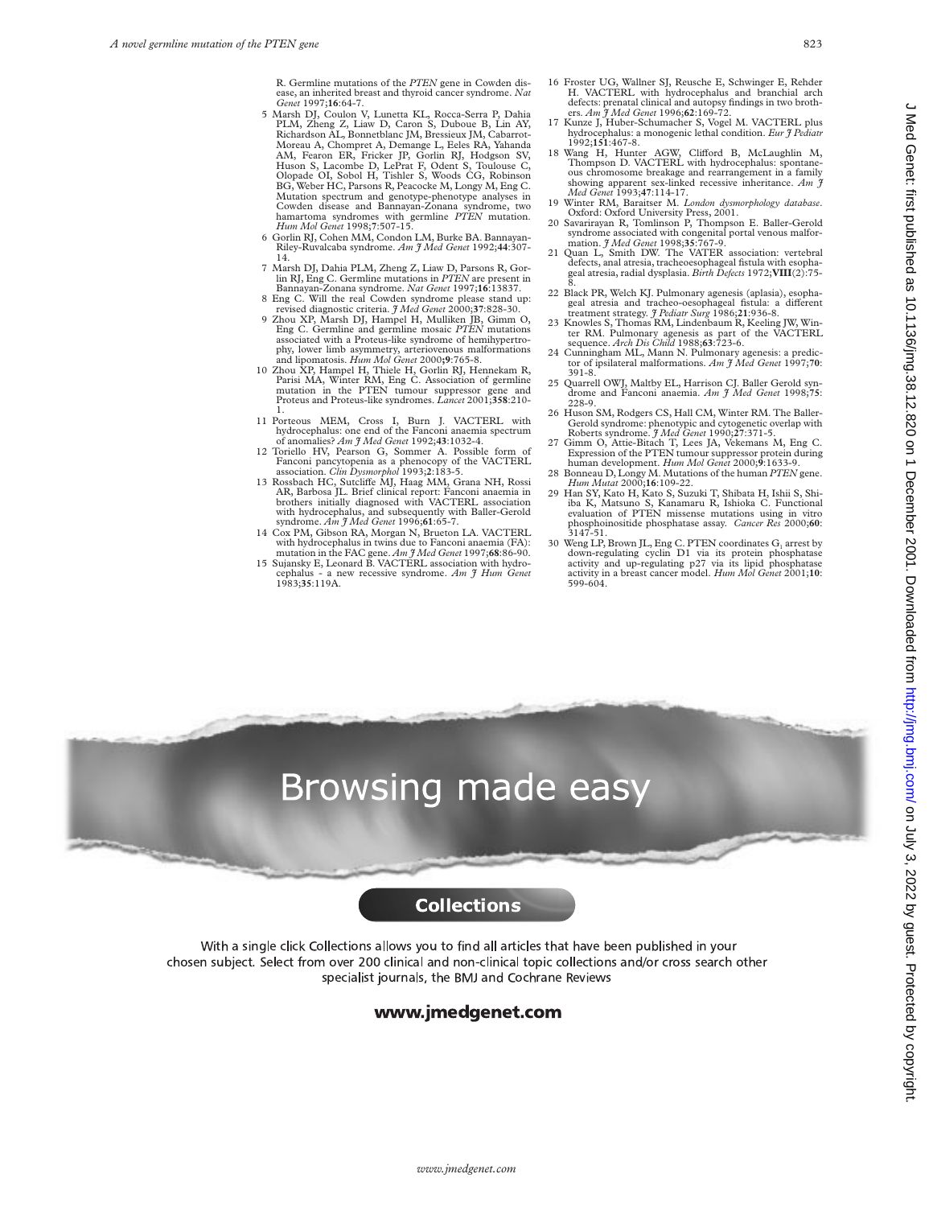R. Germline mutations of the *PTEN* gene in Cowden disease, an inherited breast and thyroid cancer syndrome. *Nat Genet* 1997;**16**:64-7.

5 Marsh DJ, Coulon V, Lunetta KL, Rocca-Serra P, Dahia PLM, Zheng Z, Liaw D, Caron S, Duboue B, Lin AY, Richardson AL, Bonnetblanc JM, Bressieux JM, Cabarrot-Moreau A, Chompret A, Demange L, Eeles RA, Yahanda AM, Fearon ER, Fricker JP, Gorlin RJ, Hodgson SV, Huson S, Lacombe D, LePrat F, Odent S, Toulouse C, Olopade OI, Sobol H, Tishler S, Woods CG, Robinson BG, Weber HC, Parsons R, Peacocke M, Longy M, Eng C. Mutation spectrum and genotype-phenotype analyses in Cowden disease and Bannayan-Zonana syndrome, two hamartoma syndromes with germline *PTEN* mutation. *Hum Mol Genet* 1998;**7**:507-15.

6 Gorlin RJ, Cohen MM, Condon LM, Burke BA. Bannayan-Riley-Ruvalcaba syndrome. *Am J Med Genet* 1992;**44**:307-14.

7 Marsh DJ, Dahia PLM, Zheng Z, Liaw D, Parsons R, Gorlin RJ, Eng C. Germline mutations in *PTEN* are present in Bannayan-Zonana syndrome. *Nat Genet* 1997;**16**:13837.

8 Eng C. Will the real Cowden syndrome please stand up: revised diagnostic criteria. *J Med Genet* 2000;**37**:828-30.

9 Zhou XP, Marsh DJ, Hampel H, Mulliken JB, Gimm O, Eng C. Germline and germline mosaic *PTEN* mutations associated with a Proteus-like syndrome of hemihypertrophy, lower limb asymmetry, arteriovenous malformations and lipomatosis. *Hum Mol Genet* 2000;**9**:765-8.

10 Zhou XP, Hampel H, Thiele H, Gorlin RJ, Hennekam R, Parisi MA, Winter RM, Eng C. Association of germline mutation in the PTEN tumour suppressor gene and Proteus and Proteus-like syndromes. *Lancet* 2001;**358**:210-1.

11 Porteous MEM, Cross I, Burn J. VACTERL with hydrocephalus: one end of the Fanconi anaemia spectrum of anomalies? *Am J Med Genet* 1992;**43**:1032-4.

12 Toriello HV, Pearson G, Sommer A. Possible form of Fanconi pancytopenia as a phenocopy of the VACTERL association. *Clin Dysmorphol* 1993;**2**:183-5.

13 Rossbach HC, Sutcliffe MJ, Haag MM, Grana NH, Rossi AR, Barbosa JL. Brief clinical report: Fanconi anaemia in brothers initially diagnosed with VACTERL association with hydrocephalus, and subsequently with Baller-Gerold syndrome. *Am J Med Genet* 1996;**61**:65-7.

14 Cox PM, Gibson RA, Morgan N, Brueton LA. VACTERL with hydrocephalus in twins due to Fanconi anaemia (FA): mutation in the FAC gene. *Am J Med Genet* 1997;**68**:86-90.

15 Sujansky E, Leonard B. VACTERL association with hydrocephalus - a new recessive syndrome. *Am J Hum Genet* 1983;**35**:119A.

16 Froster UG, Wallner SJ, Reusche E, Schwinger E, Rehder H. VACTERL with hydrocephalus and branchial arch defects: prenatal clinical and autopsy findings in two brothers. *Am J Med Genet* 1996;**62**:169-72.

17 Kunze J, Huber-Schumacher S, Vogel M. VACTERL plus hydrocephalus: a monogenic lethal condition. *Eur J Pediatr* 1992;**151**:467-8.

18 Wang H, Hunter AGW, Clifford B, McLaughlin M, Thompson D. VACTERL with hydrocephalus: spontaneous chromosome breakage and rearrangement in a family showing apparent sex-linked recessive inheritance. *Am J Med Genet* 1993;**47**:114-17.

19 Winter RM, Baraitser M. *London dysmorphology database*. Oxford: Oxford University Press, 2001.

20 Savarirayan R, Tomlinson P, Thompson E. Baller-Gerold syndrome associated with congenital portal venous malformation. *J Med Genet* 1998;**35**:767-9.

21 Quan L, Smith DW. The VATER association: vertebral defects, anal atresia, tracheoesophageal fistula with esophageal atresia, radial dysplasia. *Birth Defects* 1972;**VIII**(2):75-8.

22 Black PR, Welch KJ. Pulmonary agenesis (aplasia), esophageal atresia and tracheo-oesophageal fistula: a different treatment strategy. *J Pediatr Surg* 1986;**21**:936-8.

23 Knowles S, Thomas RM, Lindenbaum R, Keeling JW, Winter RM. Pulmonary agenesis as part of the VACTERL sequence. *Arch Dis Child* 1988;**63**:723-6.

24 Cunningham ML, Mann N. Pulmonary agenesis: a predictor of ipsilateral malformations. *Am J Med Genet* 1997;**70**:391-8.

25 Quarrell OWJ, Maltby EL, Harrison CJ. Baller Gerold syndrome and Fanconi anaemia. *Am J Med Genet* 1998;**75**:228-9.

26 Huson SM, Rodgers CS, Hall CM, Winter RM. The Baller-Gerold syndrome: phenotypic and cytogenetic overlap with Roberts syndrome. *J Med Genet* 1990;**27**:371-5.

27 Gimm O, Attie-Bitach T, Lees JA, Vekemans M, Eng C. Expression of the PTEN tumour suppressor protein during human development. *Hum Mol Genet* 2000;**9**:1633-9.

28 Bonneau D, Longy M. Mutations of the human *PTEN* gene. *Hum Mutat* 2000;**16**:109-22.

29 Han SY, Kato H, Kato S, Suzuki T, Shibata H, Ishii S, Shiiba K, Matsuno S, Kanamaru R, Ishioka C. Functional evaluation of PTEN missense mutations using in vitro phosphoinositide phosphatase assay. *Cancer Res* 2000;**60**:3147-51.

30 Weng LP, Brown JL, Eng C. PTEN coordinates $G_1$ arrest by down-regulating cyclin D1 via its protein phosphatase activity and up-regulating p27 via its lipid phosphatase activity in a breast cancer model. *Hum Mol Genet* 2001;**10**:599-604.

Browsing made easy

**Collections**

With a single click Collections allows you to find all articles that have been published in your chosen subject. Select from over 200 clinical and non-clinical topic collections and/or cross search other specialist journals, the BMJ and Cochrane Reviews

**www.jmedgenet.com**